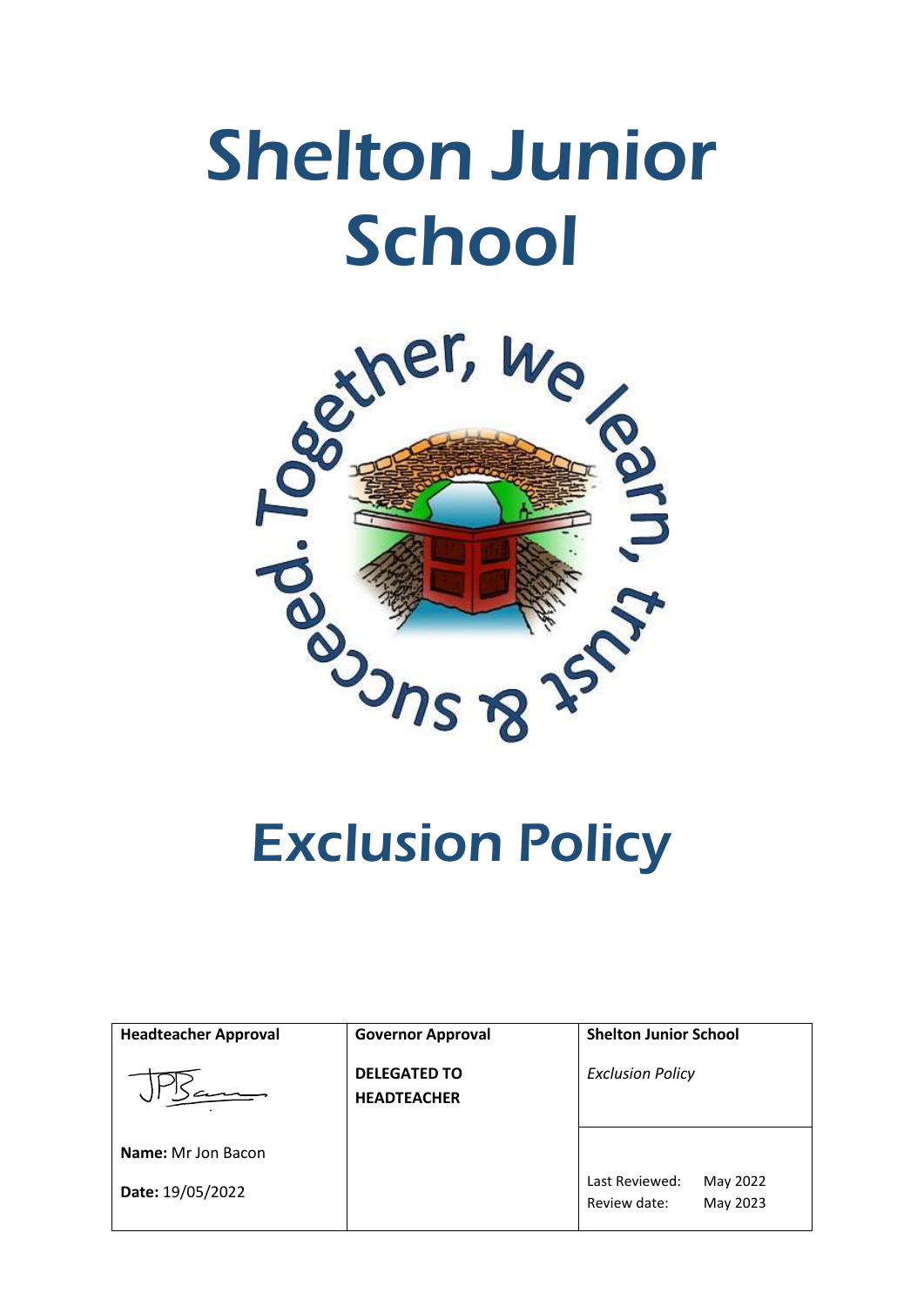# Shelton Junior School

Together, we learn, trust & succeed.

# Exclusion Policy

| Headteacher Approval | Governor Approval | Shelton Junior School | |
|---|---|---|---|
| | **DELEGATED TO HEADTEACHER** | *Exclusion Policy* | |
| **Name:** Mr Jon Bacon | | Last Reviewed: | May 2022 |
| **Date:** 19/05/2022 | | Review date: | May 2023 |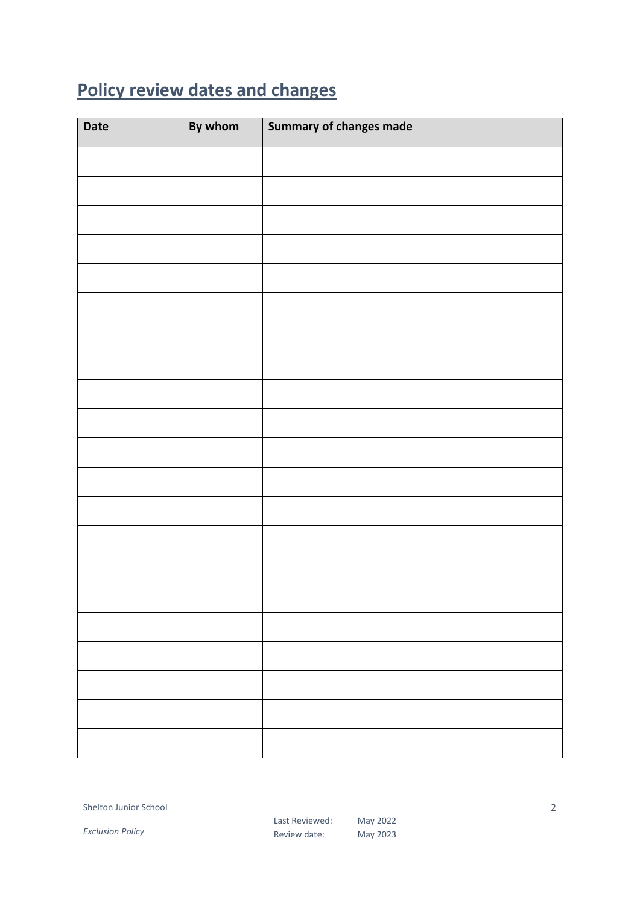## Policy review dates and changes

| Date | By whom | Summary of changes made |
| --- | --- | --- |
| | | |
| | | |
| | | |
| | | |
| | | |
| | | |
| | | |
| | | |
| | | |
| | | |
| | | |
| | | |
| | | |
| | | |
| | | |
| | | |
| | | |
| | | |
| | | |
| | | |
| | | |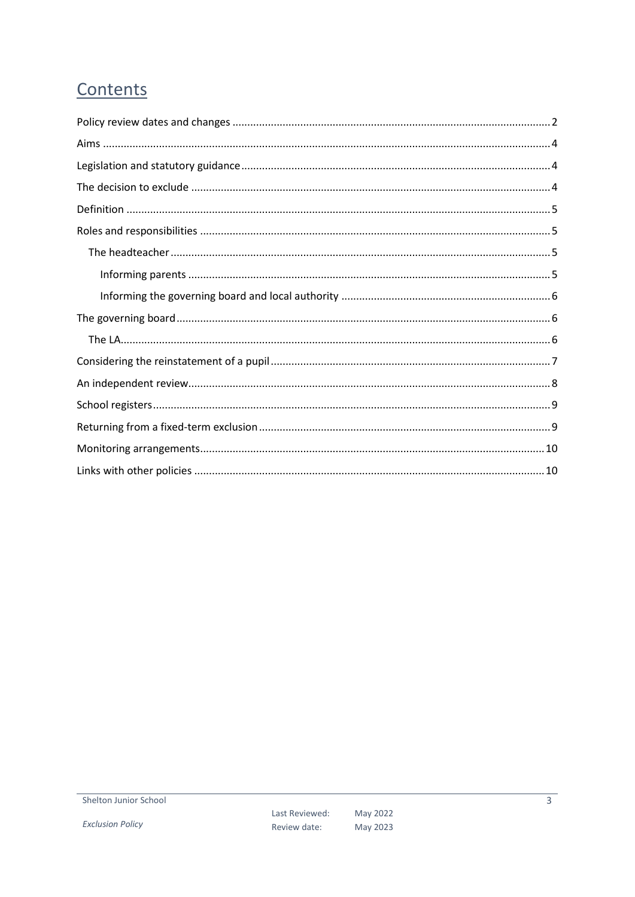# Contents

- Policy review dates and changes ........ 2
- Aims ........ 4
- Legislation and statutory guidance ........ 4
- The decision to exclude ........ 4
- Definition ........ 5
- Roles and responsibilities ........ 5
  - The headteacher ........ 5
    - Informing parents ........ 5
    - Informing the governing board and local authority ........ 6
- The governing board ........ 6
  - The LA ........ 6
- Considering the reinstatement of a pupil ........ 7
- An independent review ........ 8
- School registers ........ 9
- Returning from a fixed-term exclusion ........ 9
- Monitoring arrangements ........ 10
- Links with other policies ........ 10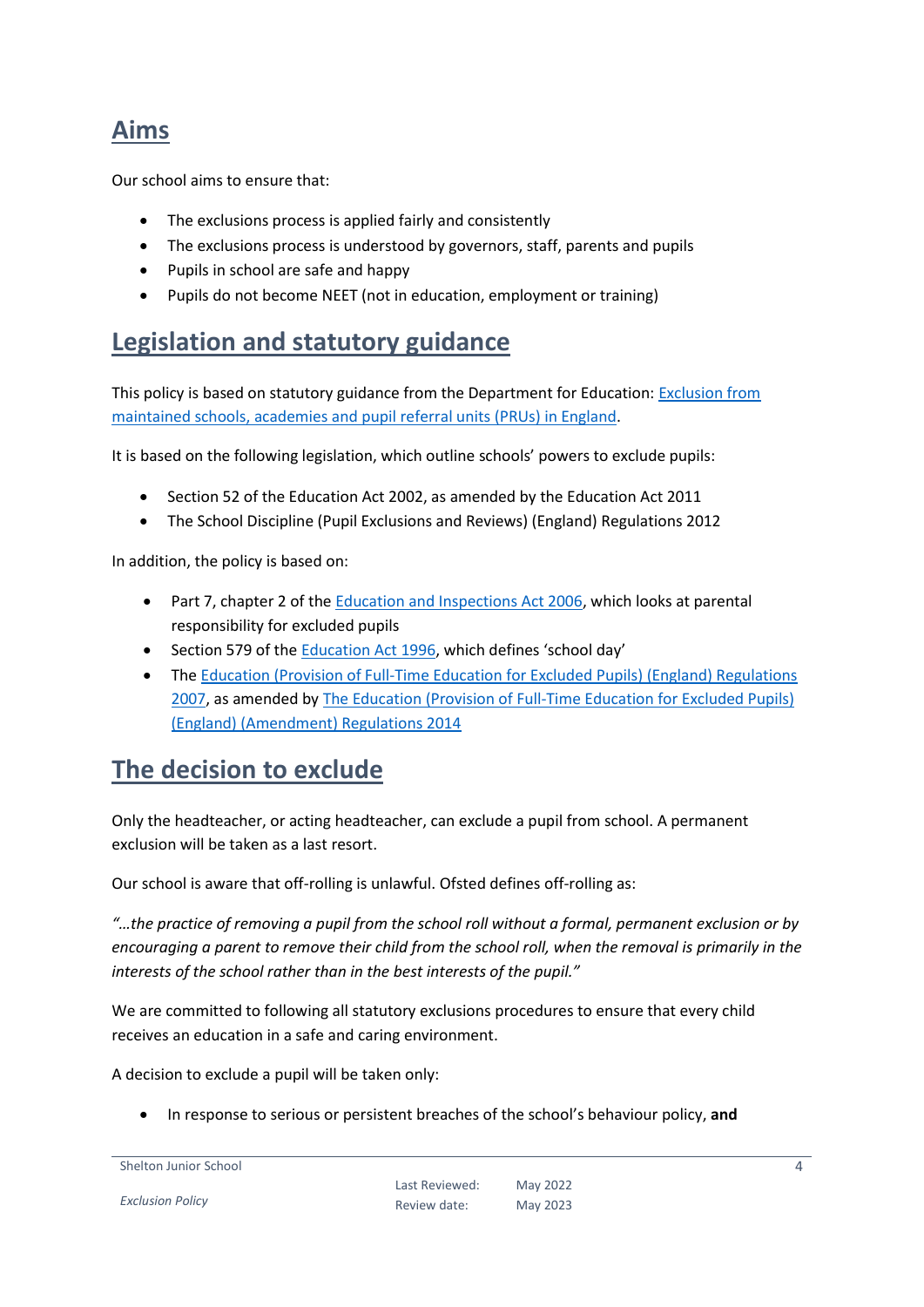## Aims

Our school aims to ensure that:

- The exclusions process is applied fairly and consistently
- The exclusions process is understood by governors, staff, parents and pupils
- Pupils in school are safe and happy
- Pupils do not become NEET (not in education, employment or training)

## Legislation and statutory guidance

This policy is based on statutory guidance from the Department for Education: [Exclusion from maintained schools, academies and pupil referral units (PRUs) in England]().

It is based on the following legislation, which outline schools' powers to exclude pupils:

- Section 52 of the Education Act 2002, as amended by the Education Act 2011
- The School Discipline (Pupil Exclusions and Reviews) (England) Regulations 2012

In addition, the policy is based on:

- Part 7, chapter 2 of the [Education and Inspections Act 2006](), which looks at parental responsibility for excluded pupils
- Section 579 of the [Education Act 1996](), which defines 'school day'
- The [Education (Provision of Full-Time Education for Excluded Pupils) (England) Regulations 2007](), as amended by [The Education (Provision of Full-Time Education for Excluded Pupils) (England) (Amendment) Regulations 2014]()

## The decision to exclude

Only the headteacher, or acting headteacher, can exclude a pupil from school. A permanent exclusion will be taken as a last resort.

Our school is aware that off-rolling is unlawful. Ofsted defines off-rolling as:

*"…the practice of removing a pupil from the school roll without a formal, permanent exclusion or by encouraging a parent to remove their child from the school roll, when the removal is primarily in the interests of the school rather than in the best interests of the pupil."*

We are committed to following all statutory exclusions procedures to ensure that every child receives an education in a safe and caring environment.

A decision to exclude a pupil will be taken only:

- In response to serious or persistent breaches of the school's behaviour policy, **and**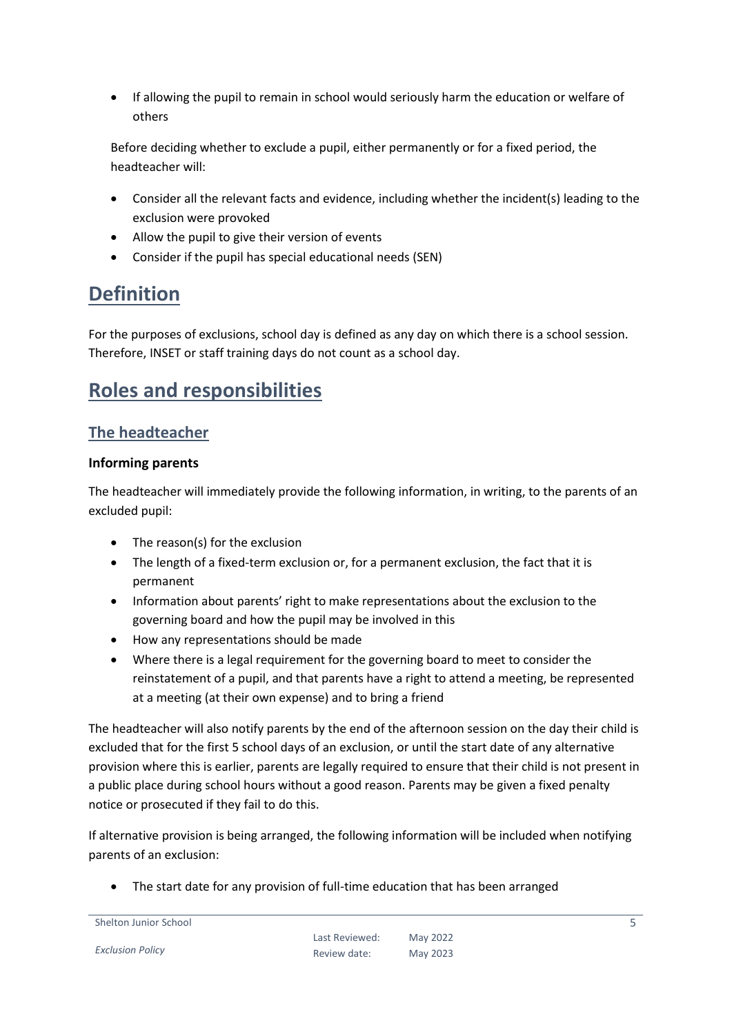- If allowing the pupil to remain in school would seriously harm the education or welfare of others

Before deciding whether to exclude a pupil, either permanently or for a fixed period, the headteacher will:

- Consider all the relevant facts and evidence, including whether the incident(s) leading to the exclusion were provoked
- Allow the pupil to give their version of events
- Consider if the pupil has special educational needs (SEN)

# Definition

For the purposes of exclusions, school day is defined as any day on which there is a school session. Therefore, INSET or staff training days do not count as a school day.

# Roles and responsibilities

## The headteacher

**Informing parents**

The headteacher will immediately provide the following information, in writing, to the parents of an excluded pupil:

- The reason(s) for the exclusion
- The length of a fixed-term exclusion or, for a permanent exclusion, the fact that it is permanent
- Information about parents' right to make representations about the exclusion to the governing board and how the pupil may be involved in this
- How any representations should be made
- Where there is a legal requirement for the governing board to meet to consider the reinstatement of a pupil, and that parents have a right to attend a meeting, be represented at a meeting (at their own expense) and to bring a friend

The headteacher will also notify parents by the end of the afternoon session on the day their child is excluded that for the first 5 school days of an exclusion, or until the start date of any alternative provision where this is earlier, parents are legally required to ensure that their child is not present in a public place during school hours without a good reason. Parents may be given a fixed penalty notice or prosecuted if they fail to do this.

If alternative provision is being arranged, the following information will be included when notifying parents of an exclusion:

- The start date for any provision of full-time education that has been arranged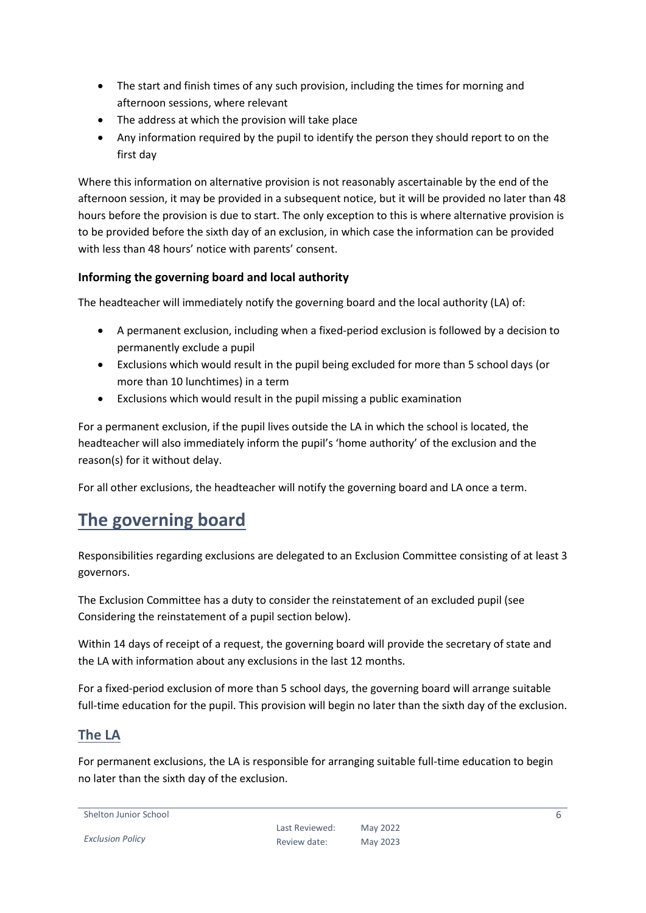- The start and finish times of any such provision, including the times for morning and afternoon sessions, where relevant
- The address at which the provision will take place
- Any information required by the pupil to identify the person they should report to on the first day

Where this information on alternative provision is not reasonably ascertainable by the end of the afternoon session, it may be provided in a subsequent notice, but it will be provided no later than 48 hours before the provision is due to start. The only exception to this is where alternative provision is to be provided before the sixth day of an exclusion, in which case the information can be provided with less than 48 hours' notice with parents' consent.

### Informing the governing board and local authority

The headteacher will immediately notify the governing board and the local authority (LA) of:

- A permanent exclusion, including when a fixed-period exclusion is followed by a decision to permanently exclude a pupil
- Exclusions which would result in the pupil being excluded for more than 5 school days (or more than 10 lunchtimes) in a term
- Exclusions which would result in the pupil missing a public examination

For a permanent exclusion, if the pupil lives outside the LA in which the school is located, the headteacher will also immediately inform the pupil's 'home authority' of the exclusion and the reason(s) for it without delay.

For all other exclusions, the headteacher will notify the governing board and LA once a term.

## The governing board

Responsibilities regarding exclusions are delegated to an Exclusion Committee consisting of at least 3 governors.

The Exclusion Committee has a duty to consider the reinstatement of an excluded pupil (see Considering the reinstatement of a pupil section below).

Within 14 days of receipt of a request, the governing board will provide the secretary of state and the LA with information about any exclusions in the last 12 months.

For a fixed-period exclusion of more than 5 school days, the governing board will arrange suitable full-time education for the pupil. This provision will begin no later than the sixth day of the exclusion.

### The LA

For permanent exclusions, the LA is responsible for arranging suitable full-time education to begin no later than the sixth day of the exclusion.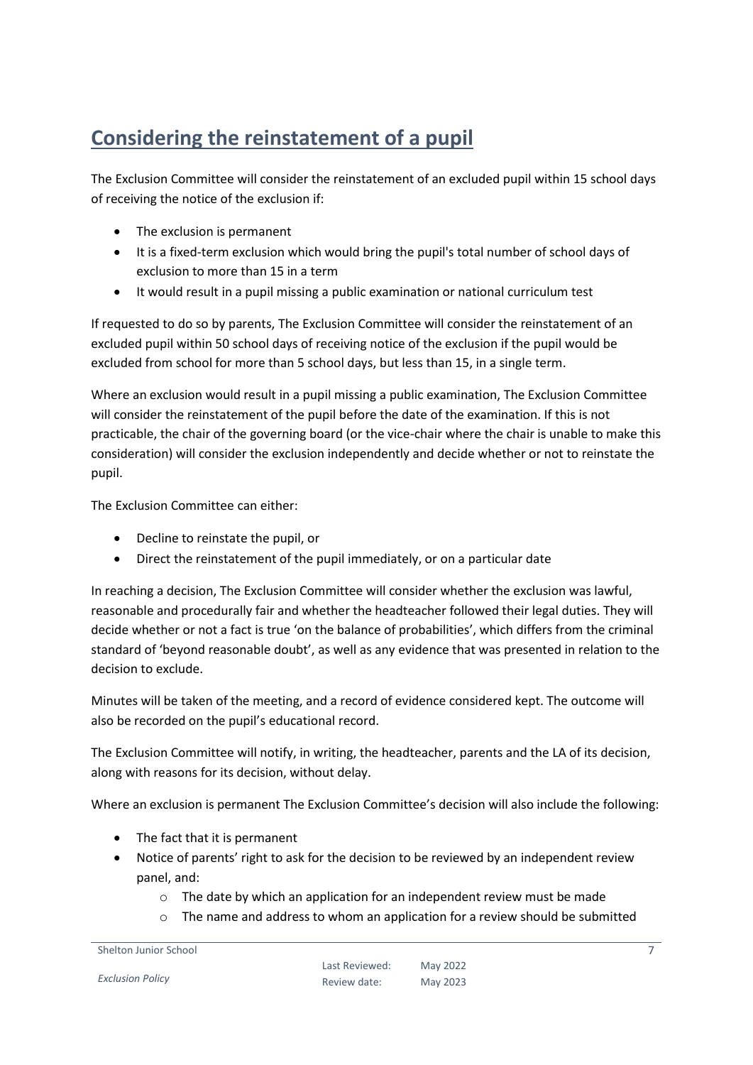## Considering the reinstatement of a pupil

The Exclusion Committee will consider the reinstatement of an excluded pupil within 15 school days of receiving the notice of the exclusion if:

- The exclusion is permanent
- It is a fixed-term exclusion which would bring the pupil's total number of school days of exclusion to more than 15 in a term
- It would result in a pupil missing a public examination or national curriculum test

If requested to do so by parents, The Exclusion Committee will consider the reinstatement of an excluded pupil within 50 school days of receiving notice of the exclusion if the pupil would be excluded from school for more than 5 school days, but less than 15, in a single term.

Where an exclusion would result in a pupil missing a public examination, The Exclusion Committee will consider the reinstatement of the pupil before the date of the examination. If this is not practicable, the chair of the governing board (or the vice-chair where the chair is unable to make this consideration) will consider the exclusion independently and decide whether or not to reinstate the pupil.

The Exclusion Committee can either:

- Decline to reinstate the pupil, or
- Direct the reinstatement of the pupil immediately, or on a particular date

In reaching a decision, The Exclusion Committee will consider whether the exclusion was lawful, reasonable and procedurally fair and whether the headteacher followed their legal duties. They will decide whether or not a fact is true 'on the balance of probabilities', which differs from the criminal standard of 'beyond reasonable doubt', as well as any evidence that was presented in relation to the decision to exclude.

Minutes will be taken of the meeting, and a record of evidence considered kept. The outcome will also be recorded on the pupil's educational record.

The Exclusion Committee will notify, in writing, the headteacher, parents and the LA of its decision, along with reasons for its decision, without delay.

Where an exclusion is permanent The Exclusion Committee's decision will also include the following:

- The fact that it is permanent
- Notice of parents' right to ask for the decision to be reviewed by an independent review panel, and:
    - The date by which an application for an independent review must be made
    - The name and address to whom an application for a review should be submitted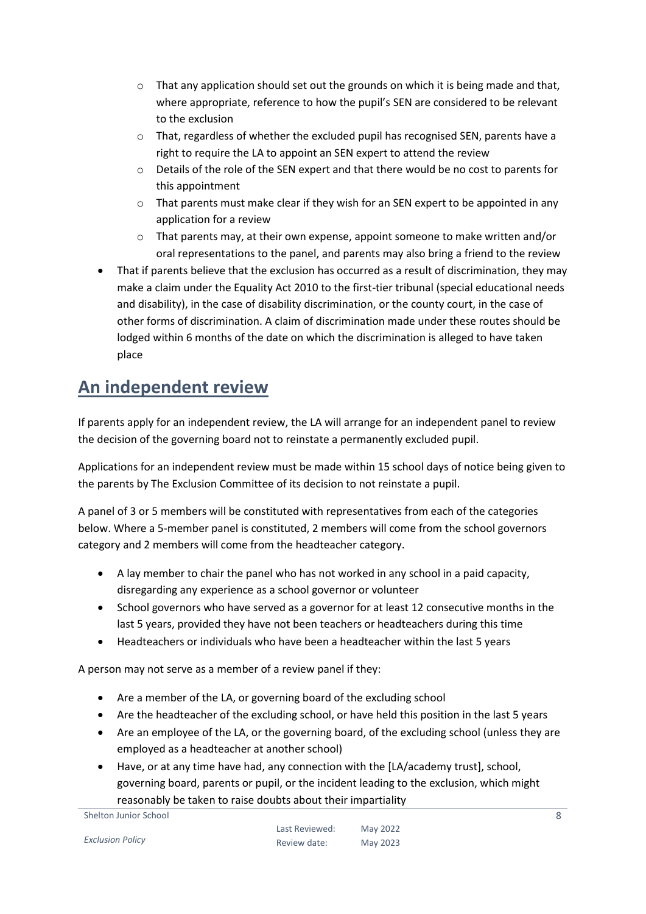- That any application should set out the grounds on which it is being made and that, where appropriate, reference to how the pupil's SEN are considered to be relevant to the exclusion
    - That, regardless of whether the excluded pupil has recognised SEN, parents have a right to require the LA to appoint an SEN expert to attend the review
    - Details of the role of the SEN expert and that there would be no cost to parents for this appointment
    - That parents must make clear if they wish for an SEN expert to be appointed in any application for a review
    - That parents may, at their own expense, appoint someone to make written and/or oral representations to the panel, and parents may also bring a friend to the review
- That if parents believe that the exclusion has occurred as a result of discrimination, they may make a claim under the Equality Act 2010 to the first-tier tribunal (special educational needs and disability), in the case of disability discrimination, or the county court, in the case of other forms of discrimination. A claim of discrimination made under these routes should be lodged within 6 months of the date on which the discrimination is alleged to have taken place

## An independent review

If parents apply for an independent review, the LA will arrange for an independent panel to review the decision of the governing board not to reinstate a permanently excluded pupil.

Applications for an independent review must be made within 15 school days of notice being given to the parents by The Exclusion Committee of its decision to not reinstate a pupil.

A panel of 3 or 5 members will be constituted with representatives from each of the categories below. Where a 5-member panel is constituted, 2 members will come from the school governors category and 2 members will come from the headteacher category.

- A lay member to chair the panel who has not worked in any school in a paid capacity, disregarding any experience as a school governor or volunteer
- School governors who have served as a governor for at least 12 consecutive months in the last 5 years, provided they have not been teachers or headteachers during this time
- Headteachers or individuals who have been a headteacher within the last 5 years

A person may not serve as a member of a review panel if they:

- Are a member of the LA, or governing board of the excluding school
- Are the headteacher of the excluding school, or have held this position in the last 5 years
- Are an employee of the LA, or the governing board, of the excluding school (unless they are employed as a headteacher at another school)
- Have, or at any time have had, any connection with the [LA/academy trust], school, governing board, parents or pupil, or the incident leading to the exclusion, which might reasonably be taken to raise doubts about their impartiality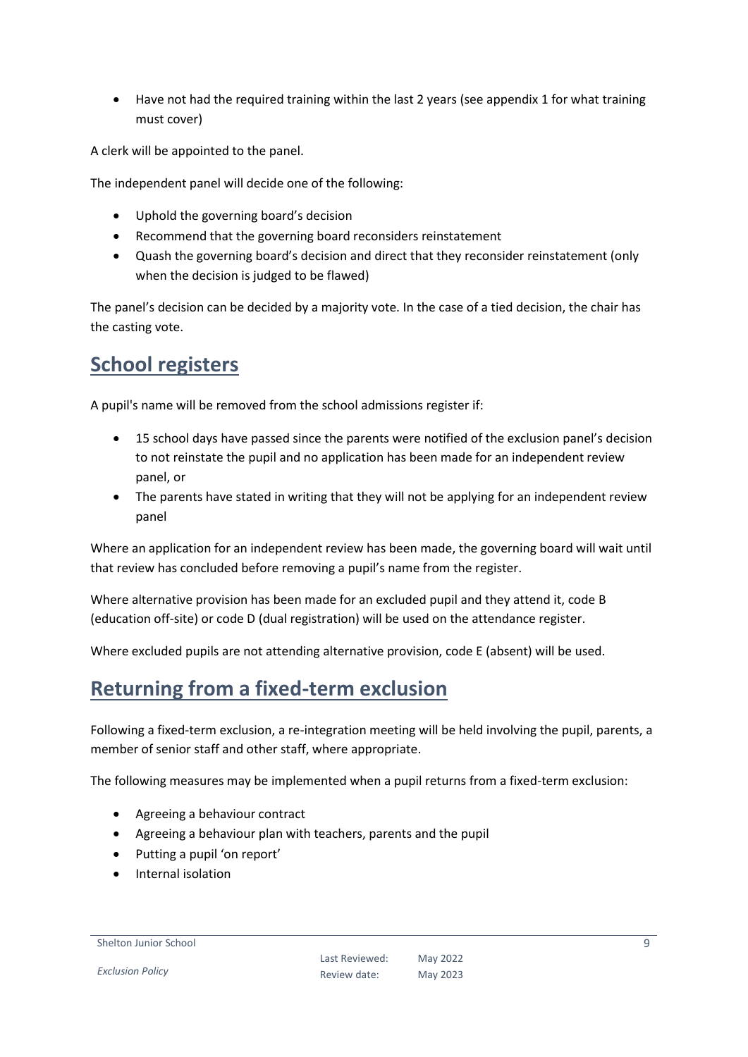- Have not had the required training within the last 2 years (see appendix 1 for what training must cover)

A clerk will be appointed to the panel.

The independent panel will decide one of the following:

- Uphold the governing board's decision
- Recommend that the governing board reconsiders reinstatement
- Quash the governing board's decision and direct that they reconsider reinstatement (only when the decision is judged to be flawed)

The panel's decision can be decided by a majority vote. In the case of a tied decision, the chair has the casting vote.

## School registers

A pupil's name will be removed from the school admissions register if:

- 15 school days have passed since the parents were notified of the exclusion panel's decision to not reinstate the pupil and no application has been made for an independent review panel, or
- The parents have stated in writing that they will not be applying for an independent review panel

Where an application for an independent review has been made, the governing board will wait until that review has concluded before removing a pupil's name from the register.

Where alternative provision has been made for an excluded pupil and they attend it, code B (education off-site) or code D (dual registration) will be used on the attendance register.

Where excluded pupils are not attending alternative provision, code E (absent) will be used.

## Returning from a fixed-term exclusion

Following a fixed-term exclusion, a re-integration meeting will be held involving the pupil, parents, a member of senior staff and other staff, where appropriate.

The following measures may be implemented when a pupil returns from a fixed-term exclusion:

- Agreeing a behaviour contract
- Agreeing a behaviour plan with teachers, parents and the pupil
- Putting a pupil 'on report'
- Internal isolation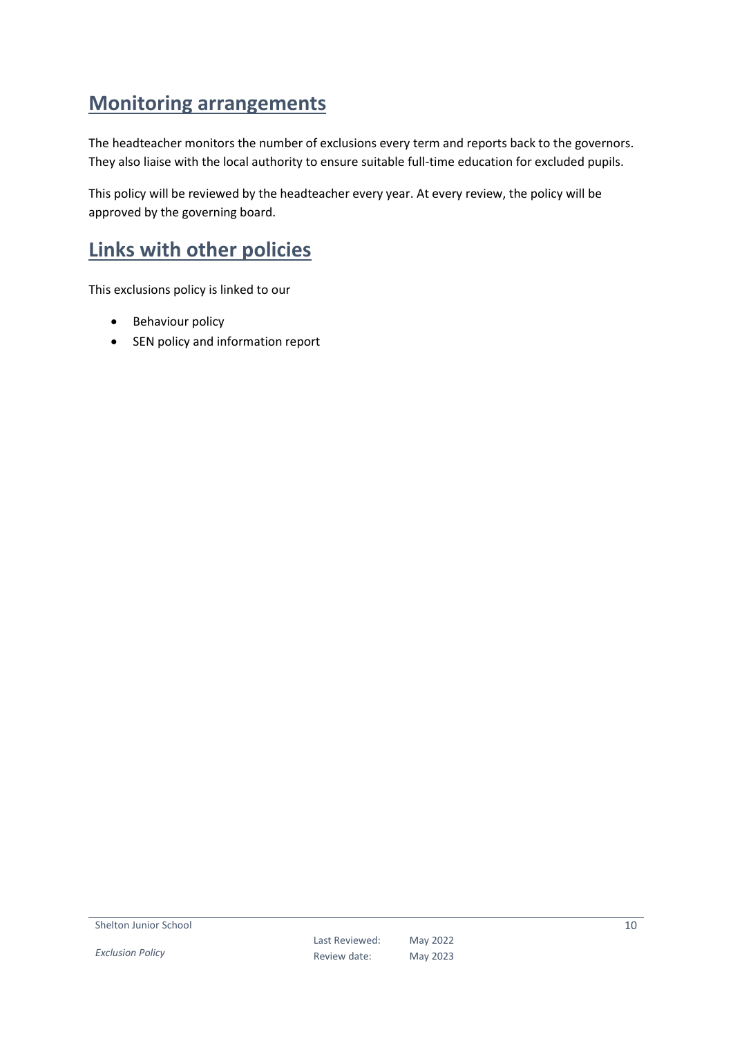## Monitoring arrangements

The headteacher monitors the number of exclusions every term and reports back to the governors. They also liaise with the local authority to ensure suitable full-time education for excluded pupils.

This policy will be reviewed by the headteacher every year. At every review, the policy will be approved by the governing board.

## Links with other policies

This exclusions policy is linked to our

- Behaviour policy
- SEN policy and information report